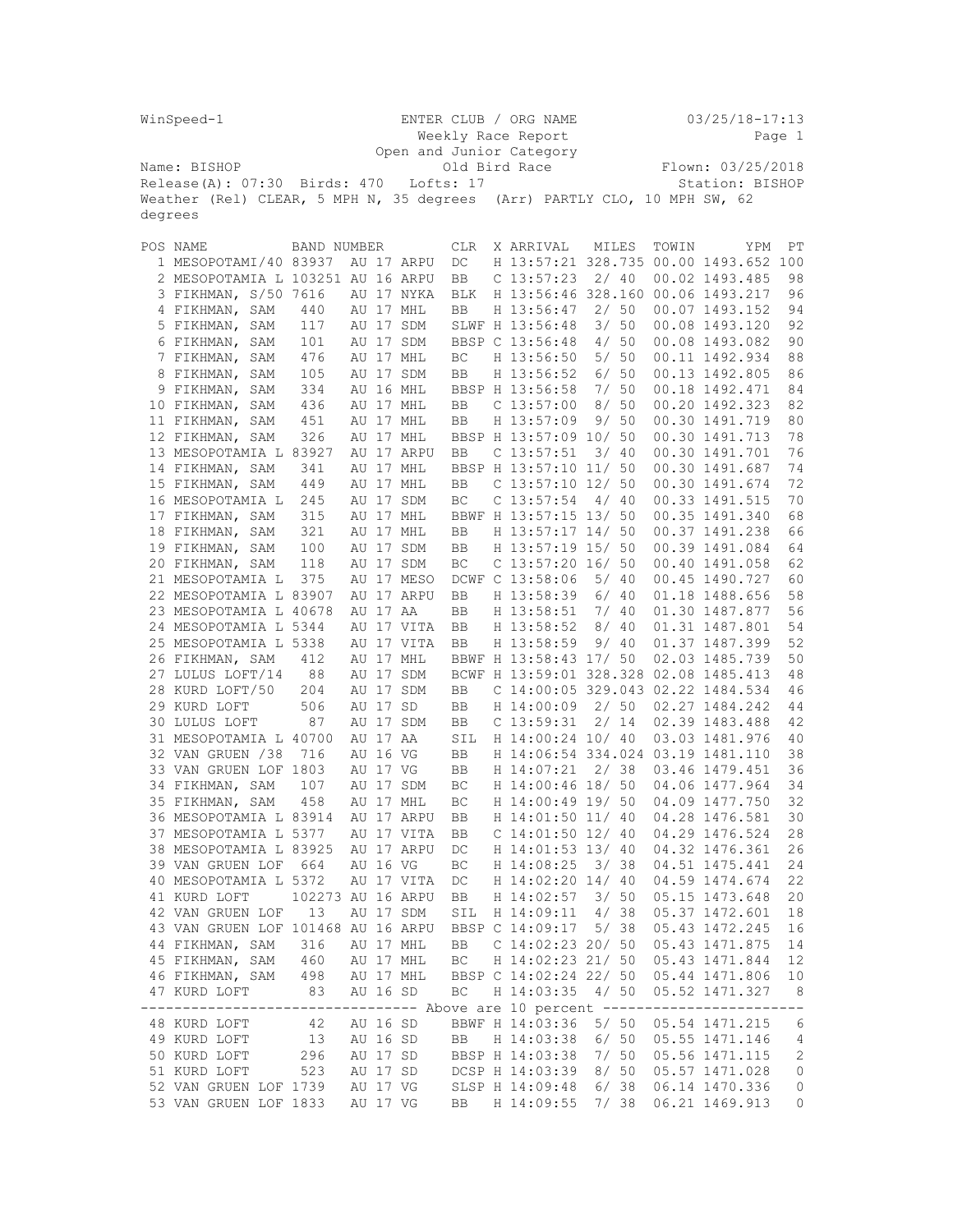WinSpeed-1 ENTER CLUB / ORG NAME 03/25/18-17:13

Weekly Race Report

Open and Junior Category

Name: BISHOP Old Bird Race Flown: 03/25/2018

Release(A): 07:30 Birds: 470 Lofts: 17 Station: BISHOP

Weather (Rel) CLEAR, 5 MPH N, 35 degrees (Arr) PARTLY CLO, 10 MPH SW, 62 degrees

| POS | NAME | BAND NUMBER | CLR | X | ARRIVAL | MILES | TOWIN | YPM | PT |
|---|---|---|---|---|---|---|---|---|---|
| 1 | MESOPOTAMI/40 | 83937 AU 17 ARPU | DC | H | 13:57:21 | 328.735 | 00.00 | 1493.652 | 100 |
| 2 | MESOPOTAMIA L | 103251 AU 16 ARPU | BB | C | 13:57:23 | 2/ 40 | 00.02 | 1493.485 | 98 |
| 3 | FIKHMAN, S/50 | 7616 AU 17 NYKA | BLK | H | 13:56:46 | 328.160 | 00.06 | 1493.217 | 96 |
| 4 | FIKHMAN, SAM | 440 AU 17 MHL | BB | H | 13:56:47 | 2/ 50 | 00.07 | 1493.152 | 94 |
| 5 | FIKHMAN, SAM | 117 AU 17 SDM | SLWF | H | 13:56:48 | 3/ 50 | 00.08 | 1493.120 | 92 |
| 6 | FIKHMAN, SAM | 101 AU 17 SDM | BBSP | C | 13:56:48 | 4/ 50 | 00.08 | 1493.082 | 90 |
| 7 | FIKHMAN, SAM | 476 AU 17 MHL | BC | H | 13:56:50 | 5/ 50 | 00.11 | 1492.934 | 88 |
| 8 | FIKHMAN, SAM | 105 AU 17 SDM | BB | H | 13:56:52 | 6/ 50 | 00.13 | 1492.805 | 86 |
| 9 | FIKHMAN, SAM | 334 AU 16 MHL | BBSP | H | 13:56:58 | 7/ 50 | 00.18 | 1492.471 | 84 |
| 10 | FIKHMAN, SAM | 436 AU 17 MHL | BB | C | 13:57:00 | 8/ 50 | 00.20 | 1492.323 | 82 |
| 11 | FIKHMAN, SAM | 451 AU 17 MHL | BB | H | 13:57:09 | 9/ 50 | 00.30 | 1491.719 | 80 |
| 12 | FIKHMAN, SAM | 326 AU 17 MHL | BBSP | H | 13:57:09 | 10/ 50 | 00.30 | 1491.713 | 78 |
| 13 | MESOPOTAMIA L | 83927 AU 17 ARPU | BB | C | 13:57:51 | 3/ 40 | 00.30 | 1491.701 | 76 |
| 14 | FIKHMAN, SAM | 341 AU 17 MHL | BBSP | H | 13:57:10 | 11/ 50 | 00.30 | 1491.687 | 74 |
| 15 | FIKHMAN, SAM | 449 AU 17 MHL | BB | C | 13:57:10 | 12/ 50 | 00.30 | 1491.674 | 72 |
| 16 | MESOPOTAMIA L | 245 AU 17 SDM | BC | C | 13:57:54 | 4/ 40 | 00.33 | 1491.515 | 70 |
| 17 | FIKHMAN, SAM | 315 AU 17 MHL | BBWF | H | 13:57:15 | 13/ 50 | 00.35 | 1491.340 | 68 |
| 18 | FIKHMAN, SAM | 321 AU 17 MHL | BB | H | 13:57:17 | 14/ 50 | 00.37 | 1491.238 | 66 |
| 19 | FIKHMAN, SAM | 100 AU 17 SDM | BB | H | 13:57:19 | 15/ 50 | 00.39 | 1491.084 | 64 |
| 20 | FIKHMAN, SAM | 118 AU 17 SDM | BC | C | 13:57:20 | 16/ 50 | 00.40 | 1491.058 | 62 |
| 21 | MESOPOTAMIA L | 375 AU 17 MESO | DCWF | C | 13:58:06 | 5/ 40 | 00.45 | 1490.727 | 60 |
| 22 | MESOPOTAMIA L | 83907 AU 17 ARPU | BB | H | 13:58:39 | 6/ 40 | 01.18 | 1488.656 | 58 |
| 23 | MESOPOTAMIA L | 40678 AU 17 AA | BB | H | 13:58:51 | 7/ 40 | 01.30 | 1487.877 | 56 |
| 24 | MESOPOTAMIA L | 5344 AU 17 VITA | BB | H | 13:58:52 | 8/ 40 | 01.31 | 1487.801 | 54 |
| 25 | MESOPOTAMIA L | 5338 AU 17 VITA | BB | H | 13:58:59 | 9/ 40 | 01.37 | 1487.399 | 52 |
| 26 | FIKHMAN, SAM | 412 AU 17 MHL | BBWF | H | 13:58:43 | 17/ 50 | 02.03 | 1485.739 | 50 |
| 27 | LULUS LOFT/14 | 88 AU 17 SDM | BCWF | H | 13:59:01 | 328.328 | 02.08 | 1485.413 | 48 |
| 28 | KURD LOFT/50 | 204 AU 17 SDM | BB | C | 14:00:05 | 329.043 | 02.22 | 1484.534 | 46 |
| 29 | KURD LOFT | 506 AU 17 SD | BB | H | 14:00:09 | 2/ 50 | 02.27 | 1484.242 | 44 |
| 30 | LULUS LOFT | 87 AU 17 SDM | BB | C | 13:59:31 | 2/ 14 | 02.39 | 1483.488 | 42 |
| 31 | MESOPOTAMIA L | 40700 AU 17 AA | SIL | H | 14:00:24 | 10/ 40 | 03.03 | 1481.976 | 40 |
| 32 | VAN GRUEN /38 | 716 AU 16 VG | BB | H | 14:06:54 | 334.024 | 03.19 | 1481.110 | 38 |
| 33 | VAN GRUEN LOF | 1803 AU 17 VG | BB | H | 14:07:21 | 2/ 38 | 03.46 | 1479.451 | 36 |
| 34 | FIKHMAN, SAM | 107 AU 17 SDM | BC | H | 14:00:46 | 18/ 50 | 04.06 | 1477.964 | 34 |
| 35 | FIKHMAN, SAM | 458 AU 17 MHL | BC | H | 14:00:49 | 19/ 50 | 04.09 | 1477.750 | 32 |
| 36 | MESOPOTAMIA L | 83914 AU 17 ARPU | BB | H | 14:01:50 | 11/ 40 | 04.28 | 1476.581 | 30 |
| 37 | MESOPOTAMIA L | 5377 AU 17 VITA | BB | C | 14:01:50 | 12/ 40 | 04.29 | 1476.524 | 28 |
| 38 | MESOPOTAMIA L | 83925 AU 17 ARPU | DC | H | 14:01:53 | 13/ 40 | 04.32 | 1476.361 | 26 |
| 39 | VAN GRUEN LOF | 664 AU 16 VG | BC | H | 14:08:25 | 3/ 38 | 04.51 | 1475.441 | 24 |
| 40 | MESOPOTAMIA L | 5372 AU 17 VITA | DC | H | 14:02:20 | 14/ 40 | 04.59 | 1474.674 | 22 |
| 41 | KURD LOFT | 102273 AU 16 ARPU | BB | H | 14:02:57 | 3/ 50 | 05.15 | 1473.648 | 20 |
| 42 | VAN GRUEN LOF | 13 AU 17 SDM | SIL | H | 14:09:11 | 4/ 38 | 05.37 | 1472.601 | 18 |
| 43 | VAN GRUEN LOF | 101468 AU 16 ARPU | BBSP | C | 14:09:17 | 5/ 38 | 05.43 | 1472.245 | 16 |
| 44 | FIKHMAN, SAM | 316 AU 17 MHL | BB | C | 14:02:23 | 20/ 50 | 05.43 | 1471.875 | 14 |
| 45 | FIKHMAN, SAM | 460 AU 17 MHL | BC | H | 14:02:23 | 21/ 50 | 05.43 | 1471.844 | 12 |
| 46 | FIKHMAN, SAM | 498 AU 17 MHL | BBSP | C | 14:02:24 | 22/ 50 | 05.44 | 1471.806 | 10 |
| 47 | KURD LOFT | 83 AU 16 SD | BC | H | 14:03:35 | 4/ 50 | 05.52 | 1471.327 | 8 |
| | --- Above are 10 percent --- | | | | | | | | |
| 48 | KURD LOFT | 42 AU 16 SD | BBWF | H | 14:03:36 | 5/ 50 | 05.54 | 1471.215 | 6 |
| 49 | KURD LOFT | 13 AU 16 SD | BB | H | 14:03:38 | 6/ 50 | 05.55 | 1471.146 | 4 |
| 50 | KURD LOFT | 296 AU 17 SD | BBSP | H | 14:03:38 | 7/ 50 | 05.56 | 1471.115 | 2 |
| 51 | KURD LOFT | 523 AU 17 SD | DCSP | H | 14:03:39 | 8/ 50 | 05.57 | 1471.028 | 0 |
| 52 | VAN GRUEN LOF | 1739 AU 17 VG | SLSP | H | 14:09:48 | 6/ 38 | 06.14 | 1470.336 | 0 |
| 53 | VAN GRUEN LOF | 1833 AU 17 VG | BB | H | 14:09:55 | 7/ 38 | 06.21 | 1469.913 | 0 |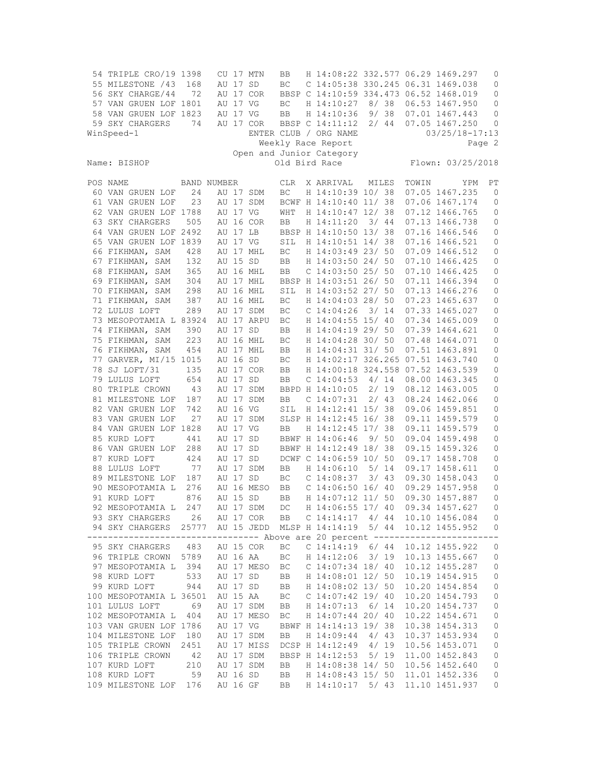| POS | NAME | BAND NUMBER | | CLR | X | ARRIVAL | MILES | TOWIN | YPM | PT |
|---|---|---|---|---|---|---|---|---|---|---|
| 54 | TRIPLE CRO/19 1398 | CU 17 MTN | | BB | H | 14:08:22 | 332.577 | 06.29 | 1469.297 | 0 |
| 55 | MILESTONE /43 168 | AU 17 SD | | BC | C | 14:05:38 | 330.245 | 06.31 | 1469.038 | 0 |
| 56 | SKY CHARGE/44 72 | AU 17 COR | | BBSP | C | 14:10:59 | 334.473 | 06.52 | 1468.019 | 0 |
| 57 | VAN GRUEN LOF 1801 | AU 17 VG | | BC | H | 14:10:27 | 8/ 38 | 06.53 | 1467.950 | 0 |
| 58 | VAN GRUEN LOF 1823 | AU 17 VG | | BB | H | 14:10:36 | 9/ 38 | 07.01 | 1467.443 | 0 |
| 59 | SKY CHARGERS 74 | AU 17 COR | | BBSP | C | 14:11:12 | 2/ 44 | 07.05 | 1467.250 | 0 |

WinSpeed-1 ENTER CLUB / ORG NAME 03/25/18-17:13

Weekly Race Report

Open and Junior Category

Name: BISHOP Old Bird Race Flown: 03/25/2018

| POS | NAME | BAND NUMBER | | CLR | X | ARRIVAL | MILES | TOWIN | YPM | PT |
|---|---|---|---|---|---|---|---|---|---|---|
| 60 | VAN GRUEN LOF 24 | AU 17 SDM | | BC | H | 14:10:39 | 10/ 38 | 07.05 | 1467.235 | 0 |
| 61 | VAN GRUEN LOF 23 | AU 17 SDM | | BCWF | H | 14:10:40 | 11/ 38 | 07.06 | 1467.174 | 0 |
| 62 | VAN GRUEN LOF 1788 | AU 17 VG | | WHT | H | 14:10:47 | 12/ 38 | 07.12 | 1466.765 | 0 |
| 63 | SKY CHARGERS 505 | AU 16 COR | | BB | H | 14:11:20 | 3/ 44 | 07.13 | 1466.738 | 0 |
| 64 | VAN GRUEN LOF 2492 | AU 17 LB | | BBSP | H | 14:10:50 | 13/ 38 | 07.16 | 1466.546 | 0 |
| 65 | VAN GRUEN LOF 1839 | AU 17 VG | | SIL | H | 14:10:51 | 14/ 38 | 07.16 | 1466.521 | 0 |
| 66 | FIKHMAN, SAM 428 | AU 17 MHL | | BC | H | 14:03:49 | 23/ 50 | 07.09 | 1466.512 | 0 |
| 67 | FIKHMAN, SAM 132 | AU 15 SD | | BB | H | 14:03:50 | 24/ 50 | 07.10 | 1466.425 | 0 |
| 68 | FIKHMAN, SAM 365 | AU 16 MHL | | BB | C | 14:03:50 | 25/ 50 | 07.10 | 1466.425 | 0 |
| 69 | FIKHMAN, SAM 304 | AU 17 MHL | | BBSP | H | 14:03:51 | 26/ 50 | 07.11 | 1466.394 | 0 |
| 70 | FIKHMAN, SAM 298 | AU 16 MHL | | SIL | H | 14:03:52 | 27/ 50 | 07.13 | 1466.276 | 0 |
| 71 | FIKHMAN, SAM 387 | AU 16 MHL | | BC | H | 14:04:03 | 28/ 50 | 07.23 | 1465.637 | 0 |
| 72 | LULUS LOFT 289 | AU 17 SDM | | BC | C | 14:04:26 | 3/ 14 | 07.33 | 1465.027 | 0 |
| 73 | MESOPOTAMIA L 83924 | AU 17 ARPU | | BC | H | 14:04:55 | 15/ 40 | 07.34 | 1465.009 | 0 |
| 74 | FIKHMAN, SAM 390 | AU 17 SD | | BB | H | 14:04:19 | 29/ 50 | 07.39 | 1464.621 | 0 |
| 75 | FIKHMAN, SAM 223 | AU 16 MHL | | BC | H | 14:04:28 | 30/ 50 | 07.48 | 1464.071 | 0 |
| 76 | FIKHMAN, SAM 454 | AU 17 MHL | | BB | H | 14:04:31 | 31/ 50 | 07.51 | 1463.891 | 0 |
| 77 | GARVER, MI/15 1015 | AU 16 SD | | BC | H | 14:02:17 | 326.265 | 07.51 | 1463.740 | 0 |
| 78 | SJ LOFT/31 135 | AU 17 COR | | BB | H | 14:00:18 | 324.558 | 07.52 | 1463.539 | 0 |
| 79 | LULUS LOFT 654 | AU 17 SD | | BB | C | 14:04:53 | 4/ 14 | 08.00 | 1463.345 | 0 |
| 80 | TRIPLE CROWN 43 | AU 17 SDM | | BBPD | H | 14:10:05 | 2/ 19 | 08.12 | 1463.005 | 0 |
| 81 | MILESTONE LOF 187 | AU 17 SDM | | BB | C | 14:07:31 | 2/ 43 | 08.24 | 1462.066 | 0 |
| 82 | VAN GRUEN LOF 742 | AU 16 VG | | SIL | H | 14:12:41 | 15/ 38 | 09.06 | 1459.851 | 0 |
| 83 | VAN GRUEN LOF 27 | AU 17 SDM | | SLSP | H | 14:12:45 | 16/ 38 | 09.11 | 1459.579 | 0 |
| 84 | VAN GRUEN LOF 1828 | AU 17 VG | | BB | H | 14:12:45 | 17/ 38 | 09.11 | 1459.579 | 0 |
| 85 | KURD LOFT 441 | AU 17 SD | | BBWF | H | 14:06:46 | 9/ 50 | 09.04 | 1459.498 | 0 |
| 86 | VAN GRUEN LOF 288 | AU 17 SD | | BBWF | H | 14:12:49 | 18/ 38 | 09.15 | 1459.326 | 0 |
| 87 | KURD LOFT 424 | AU 17 SD | | DCWF | C | 14:06:59 | 10/ 50 | 09.17 | 1458.708 | 0 |
| 88 | LULUS LOFT 77 | AU 17 SDM | | BB | H | 14:06:10 | 5/ 14 | 09.17 | 1458.611 | 0 |
| 89 | MILESTONE LOF 187 | AU 17 SD | | BC | C | 14:08:37 | 3/ 43 | 09.30 | 1458.043 | 0 |
| 90 | MESOPOTAMIA L 276 | AU 16 MESO | | BB | C | 14:06:50 | 16/ 40 | 09.29 | 1457.958 | 0 |
| 91 | KURD LOFT 876 | AU 15 SD | | BB | H | 14:07:12 | 11/ 50 | 09.30 | 1457.887 | 0 |
| 92 | MESOPOTAMIA L 247 | AU 17 SDM | | DC | H | 14:06:55 | 17/ 40 | 09.34 | 1457.627 | 0 |
| 93 | SKY CHARGERS 26 | AU 17 COR | | BB | C | 14:14:17 | 4/ 44 | 10.10 | 1456.084 | 0 |
| 94 | SKY CHARGERS 25777 | AU 15 JEDD | | MLSP | H | 14:14:19 | 5/ 44 | 10.12 | 1455.952 | 0 |
| | -------- Above are 20 percent -------- | | | | | | | | | |
| 95 | SKY CHARGERS 483 | AU 15 COR | | BC | C | 14:14:19 | 6/ 44 | 10.12 | 1455.922 | 0 |
| 96 | TRIPLE CROWN 5789 | AU 16 AA | | BC | H | 14:12:06 | 3/ 19 | 10.13 | 1455.667 | 0 |
| 97 | MESOPOTAMIA L 394 | AU 17 MESO | | BC | C | 14:07:34 | 18/ 40 | 10.12 | 1455.287 | 0 |
| 98 | KURD LOFT 533 | AU 17 SD | | BB | H | 14:08:01 | 12/ 50 | 10.19 | 1454.915 | 0 |
| 99 | KURD LOFT 944 | AU 17 SD | | BB | H | 14:08:02 | 13/ 50 | 10.20 | 1454.854 | 0 |
| 100 | MESOPOTAMIA L 36501 | AU 15 AA | | BC | C | 14:07:42 | 19/ 40 | 10.20 | 1454.793 | 0 |
| 101 | LULUS LOFT 69 | AU 17 SDM | | BB | H | 14:07:13 | 6/ 14 | 10.20 | 1454.737 | 0 |
| 102 | MESOPOTAMIA L 404 | AU 17 MESO | | BC | H | 14:07:44 | 20/ 40 | 10.22 | 1454.671 | 0 |
| 103 | VAN GRUEN LOF 1786 | AU 17 VG | | BBWF | H | 14:14:13 | 19/ 38 | 10.38 | 1454.313 | 0 |
| 104 | MILESTONE LOF 180 | AU 17 SDM | | BB | H | 14:09:44 | 4/ 43 | 10.37 | 1453.934 | 0 |
| 105 | TRIPLE CROWN 2451 | AU 17 MISS | | DCSP | H | 14:12:49 | 4/ 19 | 10.56 | 1453.071 | 0 |
| 106 | TRIPLE CROWN 42 | AU 17 SDM | | BBSP | H | 14:12:53 | 5/ 19 | 11.00 | 1452.843 | 0 |
| 107 | KURD LOFT 210 | AU 17 SDM | | BB | H | 14:08:38 | 14/ 50 | 10.56 | 1452.640 | 0 |
| 108 | KURD LOFT 59 | AU 16 SD | | BB | H | 14:08:43 | 15/ 50 | 11.01 | 1452.336 | 0 |
| 109 | MILESTONE LOF 176 | AU 16 GF | | BB | H | 14:10:17 | 5/ 43 | 11.10 | 1451.937 | 0 |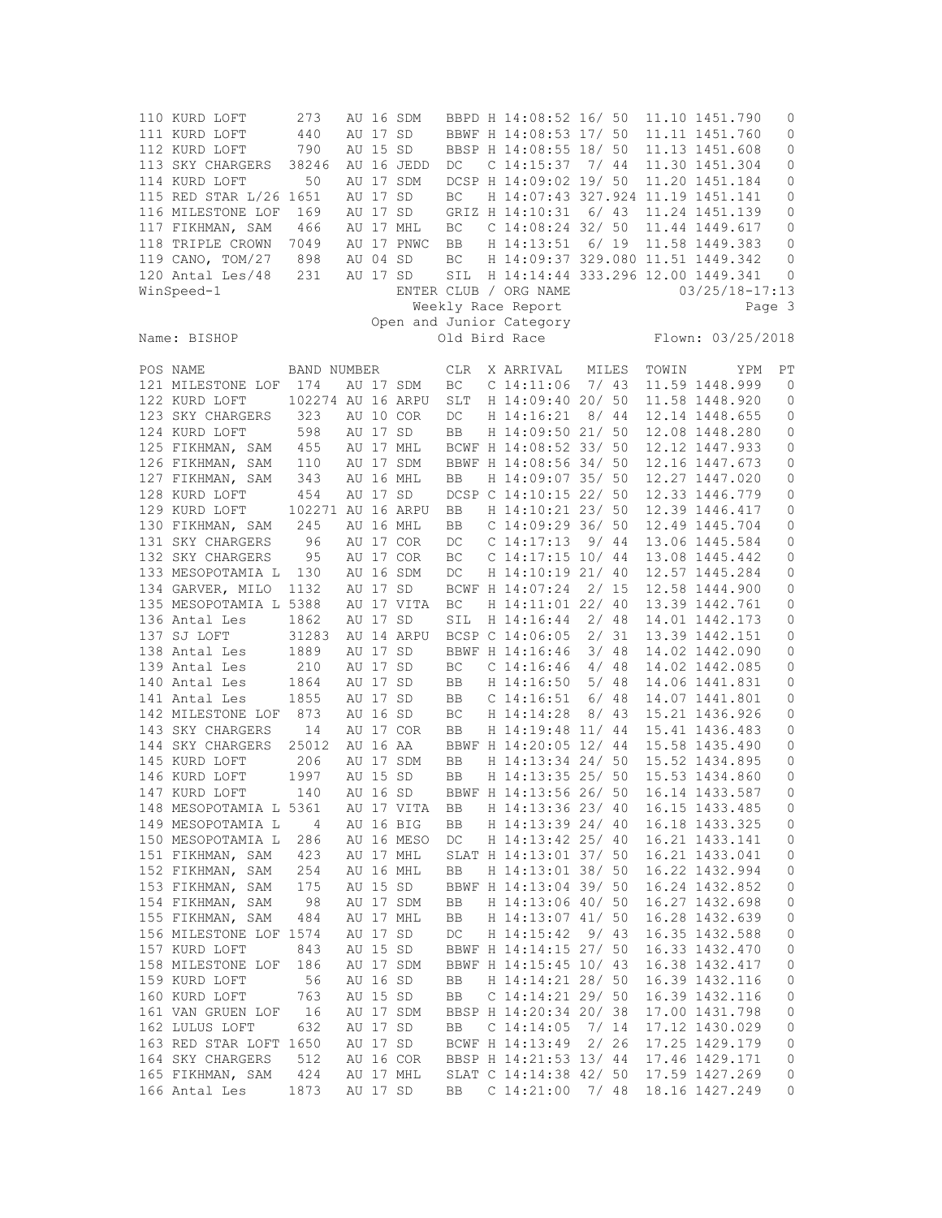| POS | NAME | BAND NUMBER | | | CLR | X | ARRIVAL | MILES | TOWIN | YPM | PT |
|---|---|---|---|---|---|---|---|---|---|---|---|
| 110 | KURD LOFT | 273 | AU 16 | SDM | BBPD | H | 14:08:52 | 16/ 50 | 11.10 | 1451.790 | 0 |
| 111 | KURD LOFT | 440 | AU 17 | SD | BBWF | H | 14:08:53 | 17/ 50 | 11.11 | 1451.760 | 0 |
| 112 | KURD LOFT | 790 | AU 15 | SD | BBSP | H | 14:08:55 | 18/ 50 | 11.13 | 1451.608 | 0 |
| 113 | SKY CHARGERS | 38246 | AU 16 | JEDD | DC | C | 14:15:37 | 7/ 44 | 11.30 | 1451.304 | 0 |
| 114 | KURD LOFT | 50 | AU 17 | SDM | DCSP | H | 14:09:02 | 19/ 50 | 11.20 | 1451.184 | 0 |
| 115 | RED STAR L/26 | 1651 | AU 17 | SD | BC | H | 14:07:43 | 327.924 | 11.19 | 1451.141 | 0 |
| 116 | MILESTONE LOF | 169 | AU 17 | SD | GRIZ | H | 14:10:31 | 6/ 43 | 11.24 | 1451.139 | 0 |
| 117 | FIKHMAN, SAM | 466 | AU 17 | MHL | BC | C | 14:08:24 | 32/ 50 | 11.44 | 1449.617 | 0 |
| 118 | TRIPLE CROWN | 7049 | AU 17 | PNWC | BB | H | 14:13:51 | 6/ 19 | 11.58 | 1449.383 | 0 |
| 119 | CANO, TOM/27 | 898 | AU 04 | SD | BC | H | 14:09:37 | 329.080 | 11.51 | 1449.342 | 0 |
| 120 | Antal Les/48 | 231 | AU 17 | SD | SIL | H | 14:14:44 | 333.296 | 12.00 | 1449.341 | 0 |

WinSpeed-1 ENTER CLUB / ORG NAME 03/25/18-17:13

Weekly Race Report

Open and Junior Category

Name: BISHOP Old Bird Race Flown: 03/25/2018

| POS | NAME | BAND NUMBER | | | CLR | X | ARRIVAL | MILES | TOWIN | YPM | PT |
|---|---|---|---|---|---|---|---|---|---|---|---|
| 121 | MILESTONE LOF | 174 | AU 17 | SDM | BC | C | 14:11:06 | 7/ 43 | 11.59 | 1448.999 | 0 |
| 122 | KURD LOFT | 102274 | AU 16 | ARPU | SLT | H | 14:09:40 | 20/ 50 | 11.58 | 1448.920 | 0 |
| 123 | SKY CHARGERS | 323 | AU 10 | COR | DC | H | 14:16:21 | 8/ 44 | 12.14 | 1448.655 | 0 |
| 124 | KURD LOFT | 598 | AU 17 | SD | BB | H | 14:09:50 | 21/ 50 | 12.08 | 1448.280 | 0 |
| 125 | FIKHMAN, SAM | 455 | AU 17 | MHL | BCWF | H | 14:08:52 | 33/ 50 | 12.12 | 1447.933 | 0 |
| 126 | FIKHMAN, SAM | 110 | AU 17 | SDM | BBWF | H | 14:08:56 | 34/ 50 | 12.16 | 1447.673 | 0 |
| 127 | FIKHMAN, SAM | 343 | AU 16 | MHL | BB | H | 14:09:07 | 35/ 50 | 12.27 | 1447.020 | 0 |
| 128 | KURD LOFT | 454 | AU 17 | SD | DCSP | C | 14:10:15 | 22/ 50 | 12.33 | 1446.779 | 0 |
| 129 | KURD LOFT | 102271 | AU 16 | ARPU | BB | H | 14:10:21 | 23/ 50 | 12.39 | 1446.417 | 0 |
| 130 | FIKHMAN, SAM | 245 | AU 16 | MHL | BB | C | 14:09:29 | 36/ 50 | 12.49 | 1445.704 | 0 |
| 131 | SKY CHARGERS | 96 | AU 17 | COR | DC | C | 14:17:13 | 9/ 44 | 13.06 | 1445.584 | 0 |
| 132 | SKY CHARGERS | 95 | AU 17 | COR | BC | C | 14:17:15 | 10/ 44 | 13.08 | 1445.442 | 0 |
| 133 | MESOPOTAMIA L | 130 | AU 16 | SDM | DC | H | 14:10:19 | 21/ 40 | 12.57 | 1445.284 | 0 |
| 134 | GARVER, MILO | 1132 | AU 17 | SD | BCWF | H | 14:07:24 | 2/ 15 | 12.58 | 1444.900 | 0 |
| 135 | MESOPOTAMIA L | 5388 | AU 17 | VITA | BC | H | 14:11:01 | 22/ 40 | 13.39 | 1442.761 | 0 |
| 136 | Antal Les | 1862 | AU 17 | SD | SIL | H | 14:16:44 | 2/ 48 | 14.01 | 1442.173 | 0 |
| 137 | SJ LOFT | 31283 | AU 14 | ARPU | BCSP | C | 14:06:05 | 2/ 31 | 13.39 | 1442.151 | 0 |
| 138 | Antal Les | 1889 | AU 17 | SD | BBWF | H | 14:16:46 | 3/ 48 | 14.02 | 1442.090 | 0 |
| 139 | Antal Les | 210 | AU 17 | SD | BC | C | 14:16:46 | 4/ 48 | 14.02 | 1442.085 | 0 |
| 140 | Antal Les | 1864 | AU 17 | SD | BB | H | 14:16:50 | 5/ 48 | 14.06 | 1441.831 | 0 |
| 141 | Antal Les | 1855 | AU 17 | SD | BB | C | 14:16:51 | 6/ 48 | 14.07 | 1441.801 | 0 |
| 142 | MILESTONE LOF | 873 | AU 16 | SD | BC | H | 14:14:28 | 8/ 43 | 15.21 | 1436.926 | 0 |
| 143 | SKY CHARGERS | 14 | AU 17 | COR | BB | H | 14:19:48 | 11/ 44 | 15.41 | 1436.483 | 0 |
| 144 | SKY CHARGERS | 25012 | AU 16 | AA | BBWF | H | 14:20:05 | 12/ 44 | 15.58 | 1435.490 | 0 |
| 145 | KURD LOFT | 206 | AU 17 | SDM | BB | H | 14:13:34 | 24/ 50 | 15.52 | 1434.895 | 0 |
| 146 | KURD LOFT | 1997 | AU 15 | SD | BB | H | 14:13:35 | 25/ 50 | 15.53 | 1434.860 | 0 |
| 147 | KURD LOFT | 140 | AU 16 | SD | BBWF | H | 14:13:56 | 26/ 50 | 16.14 | 1433.587 | 0 |
| 148 | MESOPOTAMIA L | 5361 | AU 17 | VITA | BB | H | 14:13:36 | 23/ 40 | 16.15 | 1433.485 | 0 |
| 149 | MESOPOTAMIA L | 4 | AU 16 | BIG | BB | H | 14:13:39 | 24/ 40 | 16.18 | 1433.325 | 0 |
| 150 | MESOPOTAMIA L | 286 | AU 16 | MESO | DC | H | 14:13:42 | 25/ 40 | 16.21 | 1433.141 | 0 |
| 151 | FIKHMAN, SAM | 423 | AU 17 | MHL | SLAT | H | 14:13:01 | 37/ 50 | 16.21 | 1433.041 | 0 |
| 152 | FIKHMAN, SAM | 254 | AU 16 | MHL | BB | H | 14:13:01 | 38/ 50 | 16.22 | 1432.994 | 0 |
| 153 | FIKHMAN, SAM | 175 | AU 15 | SD | BBWF | H | 14:13:04 | 39/ 50 | 16.24 | 1432.852 | 0 |
| 154 | FIKHMAN, SAM | 98 | AU 17 | SDM | BB | H | 14:13:06 | 40/ 50 | 16.27 | 1432.698 | 0 |
| 155 | FIKHMAN, SAM | 484 | AU 17 | MHL | BB | H | 14:13:07 | 41/ 50 | 16.28 | 1432.639 | 0 |
| 156 | MILESTONE LOF | 1574 | AU 17 | SD | DC | H | 14:15:42 | 9/ 43 | 16.35 | 1432.588 | 0 |
| 157 | KURD LOFT | 843 | AU 15 | SD | BBWF | H | 14:14:15 | 27/ 50 | 16.33 | 1432.470 | 0 |
| 158 | MILESTONE LOF | 186 | AU 17 | SDM | BBWF | H | 14:15:45 | 10/ 43 | 16.38 | 1432.417 | 0 |
| 159 | KURD LOFT | 56 | AU 16 | SD | BB | H | 14:14:21 | 28/ 50 | 16.39 | 1432.116 | 0 |
| 160 | KURD LOFT | 763 | AU 15 | SD | BB | C | 14:14:21 | 29/ 50 | 16.39 | 1432.116 | 0 |
| 161 | VAN GRUEN LOF | 16 | AU 17 | SDM | BBSP | H | 14:20:34 | 20/ 38 | 17.00 | 1431.798 | 0 |
| 162 | LULUS LOFT | 632 | AU 17 | SD | BB | C | 14:14:05 | 7/ 14 | 17.12 | 1430.029 | 0 |
| 163 | RED STAR LOFT | 1650 | AU 17 | SD | BCWF | H | 14:13:49 | 2/ 26 | 17.25 | 1429.179 | 0 |
| 164 | SKY CHARGERS | 512 | AU 16 | COR | BBSP | H | 14:21:53 | 13/ 44 | 17.46 | 1429.171 | 0 |
| 165 | FIKHMAN, SAM | 424 | AU 17 | MHL | SLAT | C | 14:14:38 | 42/ 50 | 17.59 | 1427.269 | 0 |
| 166 | Antal Les | 1873 | AU 17 | SD | BB | C | 14:21:00 | 7/ 48 | 18.16 | 1427.249 | 0 |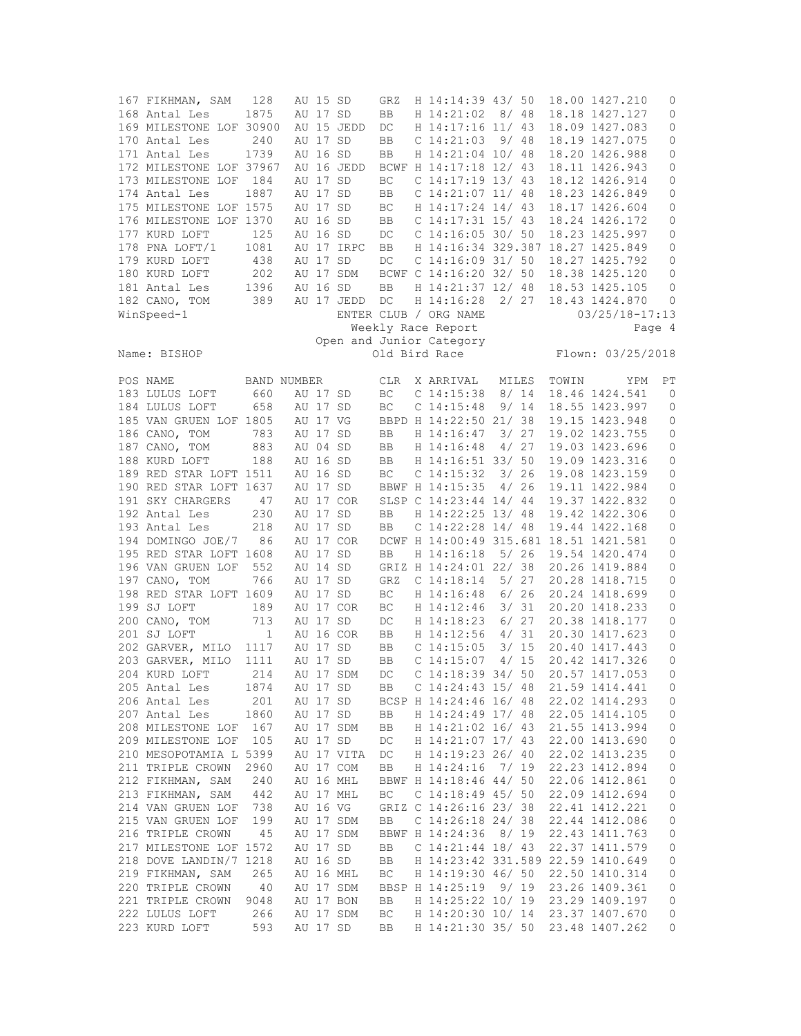| POS | NAME | BAND NUMBER | CLR | X | ARRIVAL | MILES | TOWIN | YPM | PT |
|---|---|---|---|---|---|---|---|---|---|
| 167 | FIKHMAN, SAM | 128 AU 15 SD | GRZ | H | 14:14:39 | 43/ 50 | 18.00 | 1427.210 | 0 |
| 168 | Antal Les | 1875 AU 17 SD | BB | H | 14:21:02 | 8/ 48 | 18.18 | 1427.127 | 0 |
| 169 | MILESTONE LOF | 30900 AU 15 JEDD | DC | H | 14:17:16 | 11/ 43 | 18.09 | 1427.083 | 0 |
| 170 | Antal Les | 240 AU 17 SD | BB | C | 14:21:03 | 9/ 48 | 18.19 | 1427.075 | 0 |
| 171 | Antal Les | 1739 AU 16 SD | BB | H | 14:21:04 | 10/ 48 | 18.20 | 1426.988 | 0 |
| 172 | MILESTONE LOF | 37967 AU 16 JEDD | BCWF | H | 14:17:18 | 12/ 43 | 18.11 | 1426.943 | 0 |
| 173 | MILESTONE LOF | 184 AU 17 SD | BC | C | 14:17:19 | 13/ 43 | 18.12 | 1426.914 | 0 |
| 174 | Antal Les | 1887 AU 17 SD | BB | C | 14:21:07 | 11/ 48 | 18.23 | 1426.849 | 0 |
| 175 | MILESTONE LOF | 1575 AU 17 SD | BC | H | 14:17:24 | 14/ 43 | 18.17 | 1426.604 | 0 |
| 176 | MILESTONE LOF | 1370 AU 16 SD | BB | C | 14:17:31 | 15/ 43 | 18.24 | 1426.172 | 0 |
| 177 | KURD LOFT | 125 AU 16 SD | DC | C | 14:16:05 | 30/ 50 | 18.23 | 1425.997 | 0 |
| 178 | PNA LOFT/1 | 1081 AU 17 IRPC | BB | H | 14:16:34 | 329.387 | 18.27 | 1425.849 | 0 |
| 179 | KURD LOFT | 438 AU 17 SD | DC | C | 14:16:09 | 31/ 50 | 18.27 | 1425.792 | 0 |
| 180 | KURD LOFT | 202 AU 17 SDM | BCWF | C | 14:16:20 | 32/ 50 | 18.38 | 1425.120 | 0 |
| 181 | Antal Les | 1396 AU 16 SD | BB | H | 14:21:37 | 12/ 48 | 18.53 | 1425.105 | 0 |
| 182 | CANO, TOM | 389 AU 17 JEDD | DC | H | 14:16:28 | 2/ 27 | 18.43 | 1424.870 | 0 |

WinSpeed-1 ENTER CLUB / ORG NAME 03/25/18-17:13

Weekly Race Report

Open and Junior Category

Name: BISHOP Old Bird Race Flown: 03/25/2018

| POS | NAME | BAND NUMBER | CLR | X | ARRIVAL | MILES | TOWIN | YPM | PT |
|---|---|---|---|---|---|---|---|---|---|
| 183 | LULUS LOFT | 660 AU 17 SD | BC | C | 14:15:38 | 8/ 14 | 18.46 | 1424.541 | 0 |
| 184 | LULUS LOFT | 658 AU 17 SD | BC | C | 14:15:48 | 9/ 14 | 18.55 | 1423.997 | 0 |
| 185 | VAN GRUEN LOF | 1805 AU 17 VG | BBPD | H | 14:22:50 | 21/ 38 | 19.15 | 1423.948 | 0 |
| 186 | CANO, TOM | 783 AU 17 SD | BB | H | 14:16:47 | 3/ 27 | 19.02 | 1423.755 | 0 |
| 187 | CANO, TOM | 883 AU 04 SD | BB | H | 14:16:48 | 4/ 27 | 19.03 | 1423.696 | 0 |
| 188 | KURD LOFT | 188 AU 16 SD | BB | H | 14:16:51 | 33/ 50 | 19.09 | 1423.316 | 0 |
| 189 | RED STAR LOFT | 1511 AU 16 SD | BC | C | 14:15:32 | 3/ 26 | 19.08 | 1423.159 | 0 |
| 190 | RED STAR LOFT | 1637 AU 17 SD | BBWF | H | 14:15:35 | 4/ 26 | 19.11 | 1422.984 | 0 |
| 191 | SKY CHARGERS | 47 AU 17 COR | SLSP | C | 14:23:44 | 14/ 44 | 19.37 | 1422.832 | 0 |
| 192 | Antal Les | 230 AU 17 SD | BB | H | 14:22:25 | 13/ 48 | 19.42 | 1422.306 | 0 |
| 193 | Antal Les | 218 AU 17 SD | BB | C | 14:22:28 | 14/ 48 | 19.44 | 1422.168 | 0 |
| 194 | DOMINGO JOE/7 | 86 AU 17 COR | DCWF | H | 14:00:49 | 315.681 | 18.51 | 1421.581 | 0 |
| 195 | RED STAR LOFT | 1608 AU 17 SD | BB | H | 14:16:18 | 5/ 26 | 19.54 | 1420.474 | 0 |
| 196 | VAN GRUEN LOF | 552 AU 14 SD | GRIZ | H | 14:24:01 | 22/ 38 | 20.26 | 1419.884 | 0 |
| 197 | CANO, TOM | 766 AU 17 SD | GRZ | C | 14:18:14 | 5/ 27 | 20.28 | 1418.715 | 0 |
| 198 | RED STAR LOFT | 1609 AU 17 SD | BC | H | 14:16:48 | 6/ 26 | 20.24 | 1418.699 | 0 |
| 199 | SJ LOFT | 189 AU 17 COR | BC | H | 14:12:46 | 3/ 31 | 20.20 | 1418.233 | 0 |
| 200 | CANO, TOM | 713 AU 17 SD | DC | H | 14:18:23 | 6/ 27 | 20.38 | 1418.177 | 0 |
| 201 | SJ LOFT | 1 AU 16 COR | BB | H | 14:12:56 | 4/ 31 | 20.30 | 1417.623 | 0 |
| 202 | GARVER, MILO | 1117 AU 17 SD | BB | C | 14:15:05 | 3/ 15 | 20.40 | 1417.443 | 0 |
| 203 | GARVER, MILO | 1111 AU 17 SD | BB | C | 14:15:07 | 4/ 15 | 20.42 | 1417.326 | 0 |
| 204 | KURD LOFT | 214 AU 17 SDM | DC | C | 14:18:39 | 34/ 50 | 20.57 | 1417.053 | 0 |
| 205 | Antal Les | 1874 AU 17 SD | BB | C | 14:24:43 | 15/ 48 | 21.59 | 1414.441 | 0 |
| 206 | Antal Les | 201 AU 17 SD | BCSP | H | 14:24:46 | 16/ 48 | 22.02 | 1414.293 | 0 |
| 207 | Antal Les | 1860 AU 17 SD | BB | H | 14:24:49 | 17/ 48 | 22.05 | 1414.105 | 0 |
| 208 | MILESTONE LOF | 167 AU 17 SDM | BB | H | 14:21:02 | 16/ 43 | 21.55 | 1413.994 | 0 |
| 209 | MILESTONE LOF | 105 AU 17 SD | DC | H | 14:21:07 | 17/ 43 | 22.00 | 1413.690 | 0 |
| 210 | MESOPOTAMIA L | 5399 AU 17 VITA | DC | H | 14:19:23 | 26/ 40 | 22.02 | 1413.235 | 0 |
| 211 | TRIPLE CROWN | 2960 AU 17 COM | BB | H | 14:24:16 | 7/ 19 | 22.23 | 1412.894 | 0 |
| 212 | FIKHMAN, SAM | 240 AU 16 MHL | BBWF | H | 14:18:46 | 44/ 50 | 22.06 | 1412.861 | 0 |
| 213 | FIKHMAN, SAM | 442 AU 17 MHL | BC | C | 14:18:49 | 45/ 50 | 22.09 | 1412.694 | 0 |
| 214 | VAN GRUEN LOF | 738 AU 16 VG | GRIZ | C | 14:26:16 | 23/ 38 | 22.41 | 1412.221 | 0 |
| 215 | VAN GRUEN LOF | 199 AU 17 SDM | BB | C | 14:26:18 | 24/ 38 | 22.44 | 1412.086 | 0 |
| 216 | TRIPLE CROWN | 45 AU 17 SDM | BBWF | H | 14:24:36 | 8/ 19 | 22.43 | 1411.763 | 0 |
| 217 | MILESTONE LOF | 1572 AU 17 SD | BB | C | 14:21:44 | 18/ 43 | 22.37 | 1411.579 | 0 |
| 218 | DOVE LANDIN/7 | 1218 AU 16 SD | BB | H | 14:23:42 | 331.589 | 22.59 | 1410.649 | 0 |
| 219 | FIKHMAN, SAM | 265 AU 16 MHL | BC | H | 14:19:30 | 46/ 50 | 22.50 | 1410.314 | 0 |
| 220 | TRIPLE CROWN | 40 AU 17 SDM | BBSP | H | 14:25:19 | 9/ 19 | 23.26 | 1409.361 | 0 |
| 221 | TRIPLE CROWN | 9048 AU 17 BON | BB | H | 14:25:22 | 10/ 19 | 23.29 | 1409.197 | 0 |
| 222 | LULUS LOFT | 266 AU 17 SDM | BC | H | 14:20:30 | 10/ 14 | 23.37 | 1407.670 | 0 |
| 223 | KURD LOFT | 593 AU 17 SD | BB | H | 14:21:30 | 35/ 50 | 23.48 | 1407.262 | 0 |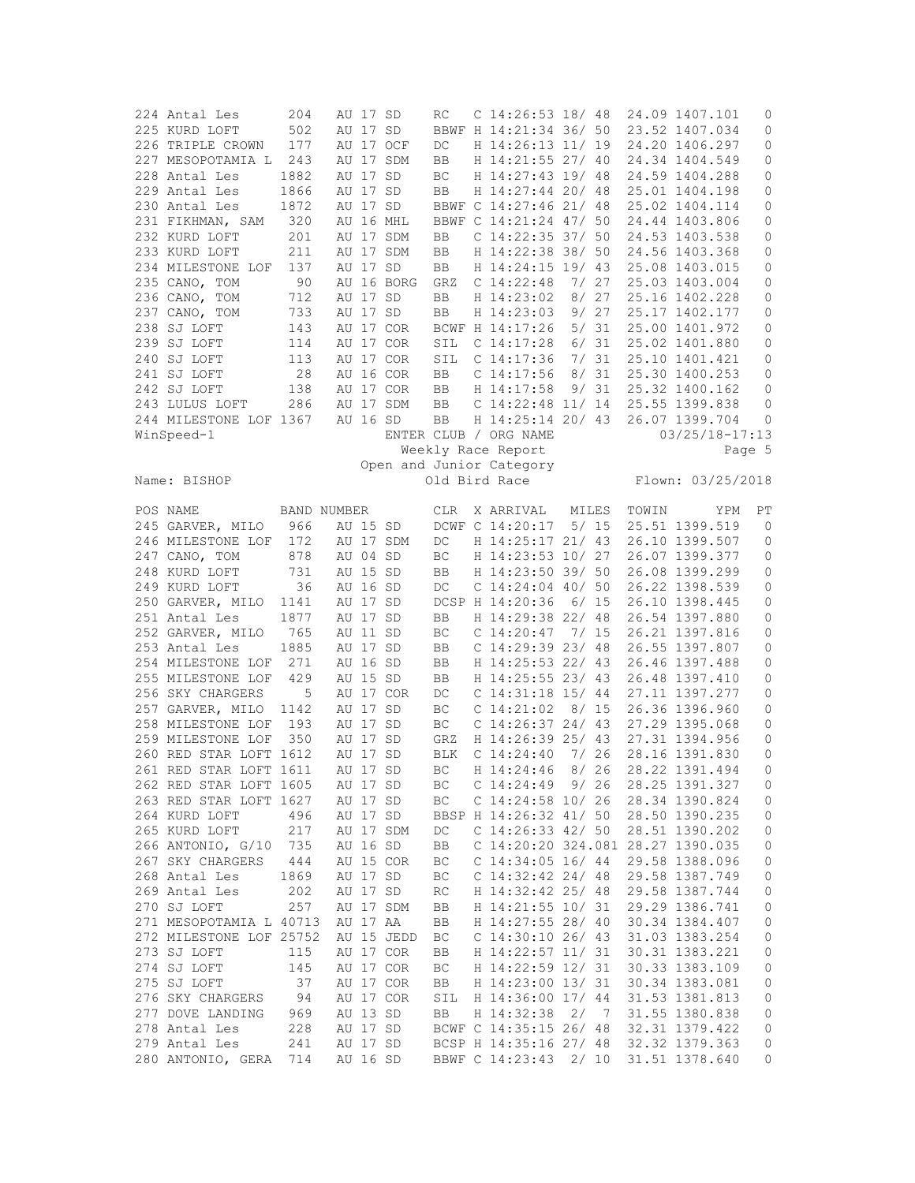| POS | NAME | BAND NUMBER | | | CLR | X | ARRIVAL | MILES | TOWIN | YPM | PT |
|---|---|---|---|---|---|---|---|---|---|---|---|
| 224 | Antal Les | 204 | AU 17 | SD | RC | C | 14:26:53 | 18/ 48 | 24.09 | 1407.101 | 0 |
| 225 | KURD LOFT | 502 | AU 17 | SD | BBWF | H | 14:21:34 | 36/ 50 | 23.52 | 1407.034 | 0 |
| 226 | TRIPLE CROWN | 177 | AU 17 | OCF | DC | H | 14:26:13 | 11/ 19 | 24.20 | 1406.297 | 0 |
| 227 | MESOPOTAMIA L | 243 | AU 17 | SDM | BB | H | 14:21:55 | 27/ 40 | 24.34 | 1404.549 | 0 |
| 228 | Antal Les | 1882 | AU 17 | SD | BC | H | 14:27:43 | 19/ 48 | 24.59 | 1404.288 | 0 |
| 229 | Antal Les | 1866 | AU 17 | SD | BB | H | 14:27:44 | 20/ 48 | 25.01 | 1404.198 | 0 |
| 230 | Antal Les | 1872 | AU 17 | SD | BBWF | C | 14:27:46 | 21/ 48 | 25.02 | 1404.114 | 0 |
| 231 | FIKHMAN, SAM | 320 | AU 16 | MHL | BBWF | C | 14:21:24 | 47/ 50 | 24.44 | 1403.806 | 0 |
| 232 | KURD LOFT | 201 | AU 17 | SDM | BB | C | 14:22:35 | 37/ 50 | 24.53 | 1403.538 | 0 |
| 233 | KURD LOFT | 211 | AU 17 | SDM | BB | H | 14:22:38 | 38/ 50 | 24.56 | 1403.368 | 0 |
| 234 | MILESTONE LOF | 137 | AU 17 | SD | BB | H | 14:24:15 | 19/ 43 | 25.08 | 1403.015 | 0 |
| 235 | CANO, TOM | 90 | AU 16 | BORG | GRZ | C | 14:22:48 | 7/ 27 | 25.03 | 1403.004 | 0 |
| 236 | CANO, TOM | 712 | AU 17 | SD | BB | H | 14:23:02 | 8/ 27 | 25.16 | 1402.228 | 0 |
| 237 | CANO, TOM | 733 | AU 17 | SD | BB | H | 14:23:03 | 9/ 27 | 25.17 | 1402.177 | 0 |
| 238 | SJ LOFT | 143 | AU 17 | COR | BCWF | H | 14:17:26 | 5/ 31 | 25.00 | 1401.972 | 0 |
| 239 | SJ LOFT | 114 | AU 17 | COR | SIL | C | 14:17:28 | 6/ 31 | 25.02 | 1401.880 | 0 |
| 240 | SJ LOFT | 113 | AU 17 | COR | SIL | C | 14:17:36 | 7/ 31 | 25.10 | 1401.421 | 0 |
| 241 | SJ LOFT | 28 | AU 16 | COR | BB | C | 14:17:56 | 8/ 31 | 25.30 | 1400.253 | 0 |
| 242 | SJ LOFT | 138 | AU 17 | COR | BB | H | 14:17:58 | 9/ 31 | 25.32 | 1400.162 | 0 |
| 243 | LULUS LOFT | 286 | AU 17 | SDM | BB | C | 14:22:48 | 11/ 14 | 25.55 | 1399.838 | 0 |
| 244 | MILESTONE LOF | 1367 | AU 16 | SD | BB | H | 14:25:14 | 20/ 43 | 26.07 | 1399.704 | 0 |

WinSpeed-1 — ENTER CLUB / ORG NAME — 03/25/18-17:13

Weekly Race Report

Open and Junior Category

Name: BISHOP — Old Bird Race — Flown: 03/25/2018

| POS | NAME | BAND NUMBER | | | CLR | X | ARRIVAL | MILES | TOWIN | YPM | PT |
|---|---|---|---|---|---|---|---|---|---|---|---|
| 245 | GARVER, MILO | 966 | AU 15 | SD | DCWF | C | 14:20:17 | 5/ 15 | 25.51 | 1399.519 | 0 |
| 246 | MILESTONE LOF | 172 | AU 17 | SDM | DC | H | 14:25:17 | 21/ 43 | 26.10 | 1399.507 | 0 |
| 247 | CANO, TOM | 878 | AU 04 | SD | BC | H | 14:23:53 | 10/ 27 | 26.07 | 1399.377 | 0 |
| 248 | KURD LOFT | 731 | AU 15 | SD | BB | H | 14:23:50 | 39/ 50 | 26.08 | 1399.299 | 0 |
| 249 | KURD LOFT | 36 | AU 16 | SD | DC | C | 14:24:04 | 40/ 50 | 26.22 | 1398.539 | 0 |
| 250 | GARVER, MILO | 1141 | AU 17 | SD | DCSP | H | 14:20:36 | 6/ 15 | 26.10 | 1398.445 | 0 |
| 251 | Antal Les | 1877 | AU 17 | SD | BB | H | 14:29:38 | 22/ 48 | 26.54 | 1397.880 | 0 |
| 252 | GARVER, MILO | 765 | AU 11 | SD | BC | C | 14:20:47 | 7/ 15 | 26.21 | 1397.816 | 0 |
| 253 | Antal Les | 1885 | AU 17 | SD | BB | C | 14:29:39 | 23/ 48 | 26.55 | 1397.807 | 0 |
| 254 | MILESTONE LOF | 271 | AU 16 | SD | BB | H | 14:25:53 | 22/ 43 | 26.46 | 1397.488 | 0 |
| 255 | MILESTONE LOF | 429 | AU 15 | SD | BB | H | 14:25:55 | 23/ 43 | 26.48 | 1397.410 | 0 |
| 256 | SKY CHARGERS | 5 | AU 17 | COR | DC | C | 14:31:18 | 15/ 44 | 27.11 | 1397.277 | 0 |
| 257 | GARVER, MILO | 1142 | AU 17 | SD | BC | C | 14:21:02 | 8/ 15 | 26.36 | 1396.960 | 0 |
| 258 | MILESTONE LOF | 193 | AU 17 | SD | BC | C | 14:26:37 | 24/ 43 | 27.29 | 1395.068 | 0 |
| 259 | MILESTONE LOF | 350 | AU 17 | SD | GRZ | H | 14:26:39 | 25/ 43 | 27.31 | 1394.956 | 0 |
| 260 | RED STAR LOFT | 1612 | AU 17 | SD | BLK | C | 14:24:40 | 7/ 26 | 28.16 | 1391.830 | 0 |
| 261 | RED STAR LOFT | 1611 | AU 17 | SD | BC | H | 14:24:46 | 8/ 26 | 28.22 | 1391.494 | 0 |
| 262 | RED STAR LOFT | 1605 | AU 17 | SD | BC | C | 14:24:49 | 9/ 26 | 28.25 | 1391.327 | 0 |
| 263 | RED STAR LOFT | 1627 | AU 17 | SD | BC | C | 14:24:58 | 10/ 26 | 28.34 | 1390.824 | 0 |
| 264 | KURD LOFT | 496 | AU 17 | SD | BBSP | H | 14:26:32 | 41/ 50 | 28.50 | 1390.235 | 0 |
| 265 | KURD LOFT | 217 | AU 17 | SDM | DC | C | 14:26:33 | 42/ 50 | 28.51 | 1390.202 | 0 |
| 266 | ANTONIO, G/10 | 735 | AU 16 | SD | BB | C | 14:20:20 | 324.081 | 28.27 | 1390.035 | 0 |
| 267 | SKY CHARGERS | 444 | AU 15 | COR | BC | C | 14:34:05 | 16/ 44 | 29.58 | 1388.096 | 0 |
| 268 | Antal Les | 1869 | AU 17 | SD | BC | C | 14:32:42 | 24/ 48 | 29.58 | 1387.749 | 0 |
| 269 | Antal Les | 202 | AU 17 | SD | RC | H | 14:32:42 | 25/ 48 | 29.58 | 1387.744 | 0 |
| 270 | SJ LOFT | 257 | AU 17 | SDM | BB | H | 14:21:55 | 10/ 31 | 29.29 | 1386.741 | 0 |
| 271 | MESOPOTAMIA L | 40713 | AU 17 | AA | BB | H | 14:27:55 | 28/ 40 | 30.34 | 1384.407 | 0 |
| 272 | MILESTONE LOF | 25752 | AU 15 | JEDD | BC | C | 14:30:10 | 26/ 43 | 31.03 | 1383.254 | 0 |
| 273 | SJ LOFT | 115 | AU 17 | COR | BB | H | 14:22:57 | 11/ 31 | 30.31 | 1383.221 | 0 |
| 274 | SJ LOFT | 145 | AU 17 | COR | BC | H | 14:22:59 | 12/ 31 | 30.33 | 1383.109 | 0 |
| 275 | SJ LOFT | 37 | AU 17 | COR | BB | H | 14:23:00 | 13/ 31 | 30.34 | 1383.081 | 0 |
| 276 | SKY CHARGERS | 94 | AU 17 | COR | SIL | H | 14:36:00 | 17/ 44 | 31.53 | 1381.813 | 0 |
| 277 | DOVE LANDING | 969 | AU 13 | SD | BB | H | 14:32:38 | 2/ 7 | 31.55 | 1380.838 | 0 |
| 278 | Antal Les | 228 | AU 17 | SD | BCWF | C | 14:35:15 | 26/ 48 | 32.31 | 1379.422 | 0 |
| 279 | Antal Les | 241 | AU 17 | SD | BCSP | H | 14:35:16 | 27/ 48 | 32.32 | 1379.363 | 0 |
| 280 | ANTONIO, GERA | 714 | AU 16 | SD | BBWF | C | 14:23:43 | 2/ 10 | 31.51 | 1378.640 | 0 |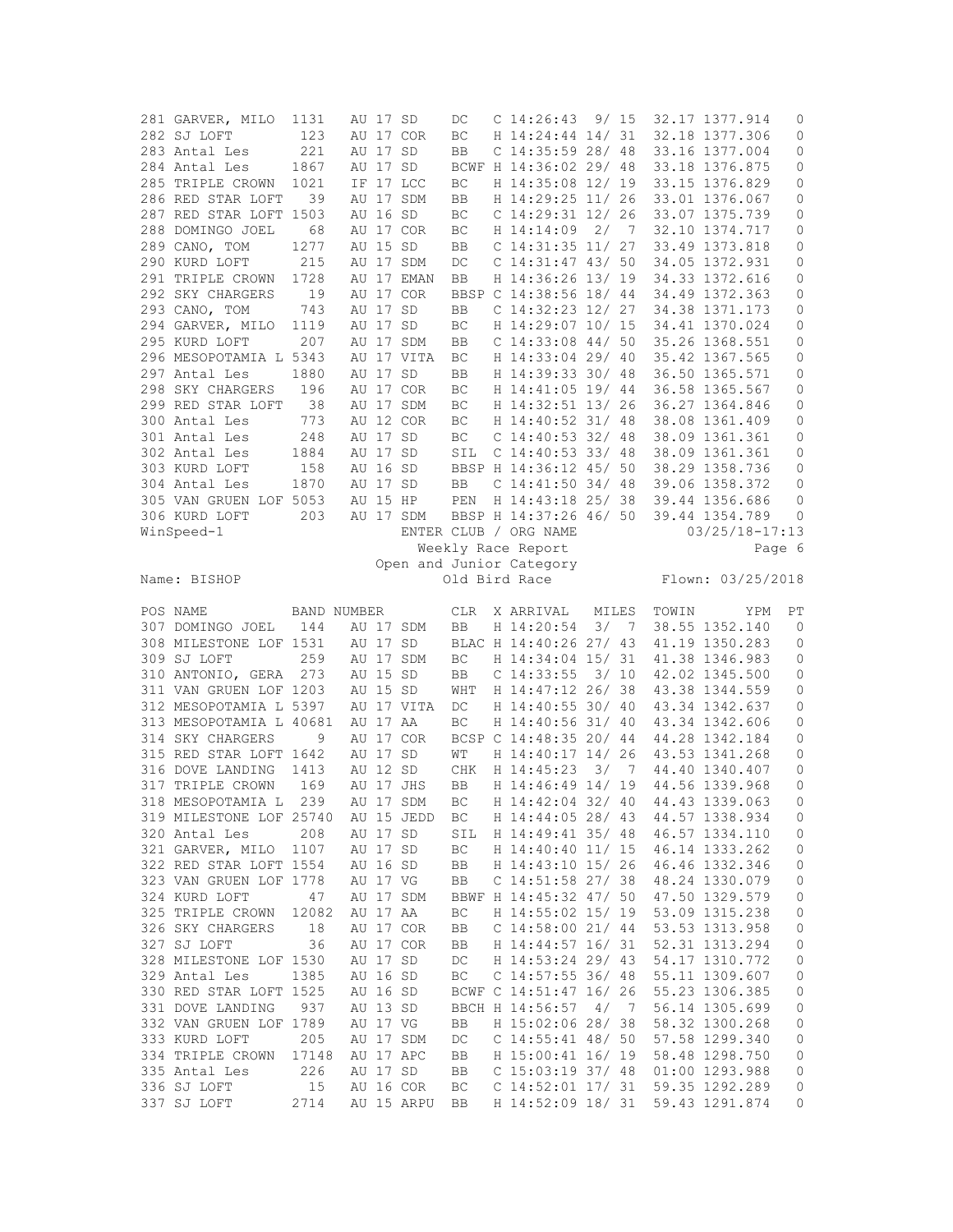| POS | NAME | BAND NUMBER | CLR | X | ARRIVAL | MILES | TOWIN | YPM | PT |
|---|---|---|---|---|---|---|---|---|---|
| 281 | GARVER, MILO | 1131 AU 17 SD | DC | C | 14:26:43 | 9/ 15 | 32.17 | 1377.914 | 0 |
| 282 | SJ LOFT | 123 AU 17 COR | BC | H | 14:24:44 | 14/ 31 | 32.18 | 1377.306 | 0 |
| 283 | Antal Les | 221 AU 17 SD | BB | C | 14:35:59 | 28/ 48 | 33.16 | 1377.004 | 0 |
| 284 | Antal Les | 1867 AU 17 SD | BCWF | H | 14:36:02 | 29/ 48 | 33.18 | 1376.875 | 0 |
| 285 | TRIPLE CROWN | 1021 IF 17 LCC | BC | H | 14:35:08 | 12/ 19 | 33.15 | 1376.829 | 0 |
| 286 | RED STAR LOFT | 39 AU 17 SDM | BB | H | 14:29:25 | 11/ 26 | 33.01 | 1376.067 | 0 |
| 287 | RED STAR LOFT | 1503 AU 16 SD | BC | C | 14:29:31 | 12/ 26 | 33.07 | 1375.739 | 0 |
| 288 | DOMINGO JOEL | 68 AU 17 COR | BC | H | 14:14:09 | 2/ 7 | 32.10 | 1374.717 | 0 |
| 289 | CANO, TOM | 1277 AU 15 SD | BB | C | 14:31:35 | 11/ 27 | 33.49 | 1373.818 | 0 |
| 290 | KURD LOFT | 215 AU 17 SDM | DC | C | 14:31:47 | 43/ 50 | 34.05 | 1372.931 | 0 |
| 291 | TRIPLE CROWN | 1728 AU 17 EMAN | BB | H | 14:36:26 | 13/ 19 | 34.33 | 1372.616 | 0 |
| 292 | SKY CHARGERS | 19 AU 17 COR | BBSP | C | 14:38:56 | 18/ 44 | 34.49 | 1372.363 | 0 |
| 293 | CANO, TOM | 743 AU 17 SD | BB | C | 14:32:23 | 12/ 27 | 34.38 | 1371.173 | 0 |
| 294 | GARVER, MILO | 1119 AU 17 SD | BC | H | 14:29:07 | 10/ 15 | 34.41 | 1370.024 | 0 |
| 295 | KURD LOFT | 207 AU 17 SDM | BB | C | 14:33:08 | 44/ 50 | 35.26 | 1368.551 | 0 |
| 296 | MESOPOTAMIA L | 5343 AU 17 VITA | BC | H | 14:33:04 | 29/ 40 | 35.42 | 1367.565 | 0 |
| 297 | Antal Les | 1880 AU 17 SD | BB | H | 14:39:33 | 30/ 48 | 36.50 | 1365.571 | 0 |
| 298 | SKY CHARGERS | 196 AU 17 COR | BC | H | 14:41:05 | 19/ 44 | 36.58 | 1365.567 | 0 |
| 299 | RED STAR LOFT | 38 AU 17 SDM | BC | H | 14:32:51 | 13/ 26 | 36.27 | 1364.846 | 0 |
| 300 | Antal Les | 773 AU 12 COR | BC | H | 14:40:52 | 31/ 48 | 38.08 | 1361.409 | 0 |
| 301 | Antal Les | 248 AU 17 SD | BC | C | 14:40:53 | 32/ 48 | 38.09 | 1361.361 | 0 |
| 302 | Antal Les | 1884 AU 17 SD | SIL | C | 14:40:53 | 33/ 48 | 38.09 | 1361.361 | 0 |
| 303 | KURD LOFT | 158 AU 16 SD | BBSP | H | 14:36:12 | 45/ 50 | 38.29 | 1358.736 | 0 |
| 304 | Antal Les | 1870 AU 17 SD | BB | C | 14:41:50 | 34/ 48 | 39.06 | 1358.372 | 0 |
| 305 | VAN GRUEN LOF | 5053 AU 15 HP | PEN | H | 14:43:18 | 25/ 38 | 39.44 | 1356.686 | 0 |
| 306 | KURD LOFT | 203 AU 17 SDM | BBSP | H | 14:37:26 | 46/ 50 | 39.44 | 1354.789 | 0 |

WinSpeed-1 ENTER CLUB / ORG NAME 03/25/18-17:13

Weekly Race Report

Open and Junior Category

Name: BISHOP Old Bird Race Flown: 03/25/2018

| POS | NAME | BAND NUMBER | CLR | X | ARRIVAL | MILES | TOWIN | YPM | PT |
|---|---|---|---|---|---|---|---|---|---|
| 307 | DOMINGO JOEL | 144 AU 17 SDM | BB | H | 14:20:54 | 3/ 7 | 38.55 | 1352.140 | 0 |
| 308 | MILESTONE LOF | 1531 AU 17 SD | BLAC | H | 14:40:26 | 27/ 43 | 41.19 | 1350.283 | 0 |
| 309 | SJ LOFT | 259 AU 17 SDM | BC | H | 14:34:04 | 15/ 31 | 41.38 | 1346.983 | 0 |
| 310 | ANTONIO, GERA | 273 AU 15 SD | BB | C | 14:33:55 | 3/ 10 | 42.02 | 1345.500 | 0 |
| 311 | VAN GRUEN LOF | 1203 AU 15 SD | WHT | H | 14:47:12 | 26/ 38 | 43.38 | 1344.559 | 0 |
| 312 | MESOPOTAMIA L | 5397 AU 17 VITA | DC | H | 14:40:55 | 30/ 40 | 43.34 | 1342.637 | 0 |
| 313 | MESOPOTAMIA L | 40681 AU 17 AA | BC | H | 14:40:56 | 31/ 40 | 43.34 | 1342.606 | 0 |
| 314 | SKY CHARGERS | 9 AU 17 COR | BCSP | C | 14:48:35 | 20/ 44 | 44.28 | 1342.184 | 0 |
| 315 | RED STAR LOFT | 1642 AU 17 SD | WT | H | 14:40:17 | 14/ 26 | 43.53 | 1341.268 | 0 |
| 316 | DOVE LANDING | 1413 AU 12 SD | CHK | H | 14:45:23 | 3/ 7 | 44.40 | 1340.407 | 0 |
| 317 | TRIPLE CROWN | 169 AU 17 JHS | BB | H | 14:46:49 | 14/ 19 | 44.56 | 1339.968 | 0 |
| 318 | MESOPOTAMIA L | 239 AU 17 SDM | BC | H | 14:42:04 | 32/ 40 | 44.43 | 1339.063 | 0 |
| 319 | MILESTONE LOF | 25740 AU 15 JEDD | BC | H | 14:44:05 | 28/ 43 | 44.57 | 1338.934 | 0 |
| 320 | Antal Les | 208 AU 17 SD | SIL | H | 14:49:41 | 35/ 48 | 46.57 | 1334.110 | 0 |
| 321 | GARVER, MILO | 1107 AU 17 SD | BC | H | 14:40:40 | 11/ 15 | 46.14 | 1333.262 | 0 |
| 322 | RED STAR LOFT | 1554 AU 16 SD | BB | H | 14:43:10 | 15/ 26 | 46.46 | 1332.346 | 0 |
| 323 | VAN GRUEN LOF | 1778 AU 17 VG | BB | C | 14:51:58 | 27/ 38 | 48.24 | 1330.079 | 0 |
| 324 | KURD LOFT | 47 AU 17 SDM | BBWF | H | 14:45:32 | 47/ 50 | 47.50 | 1329.579 | 0 |
| 325 | TRIPLE CROWN | 12082 AU 17 AA | BC | H | 14:55:02 | 15/ 19 | 53.09 | 1315.238 | 0 |
| 326 | SKY CHARGERS | 18 AU 17 COR | BB | C | 14:58:00 | 21/ 44 | 53.53 | 1313.958 | 0 |
| 327 | SJ LOFT | 36 AU 17 COR | BB | H | 14:44:57 | 16/ 31 | 52.31 | 1313.294 | 0 |
| 328 | MILESTONE LOF | 1530 AU 17 SD | DC | H | 14:53:24 | 29/ 43 | 54.17 | 1310.772 | 0 |
| 329 | Antal Les | 1385 AU 16 SD | BC | C | 14:57:55 | 36/ 48 | 55.11 | 1309.607 | 0 |
| 330 | RED STAR LOFT | 1525 AU 16 SD | BCWF | C | 14:51:47 | 16/ 26 | 55.23 | 1306.385 | 0 |
| 331 | DOVE LANDING | 937 AU 13 SD | BBCH | H | 14:56:57 | 4/ 7 | 56.14 | 1305.699 | 0 |
| 332 | VAN GRUEN LOF | 1789 AU 17 VG | BB | H | 15:02:06 | 28/ 38 | 58.32 | 1300.268 | 0 |
| 333 | KURD LOFT | 205 AU 17 SDM | DC | C | 14:55:41 | 48/ 50 | 57.58 | 1299.340 | 0 |
| 334 | TRIPLE CROWN | 17148 AU 17 APC | BB | H | 15:00:41 | 16/ 19 | 58.48 | 1298.750 | 0 |
| 335 | Antal Les | 226 AU 17 SD | BB | C | 15:03:19 | 37/ 48 | 01:00 | 1293.988 | 0 |
| 336 | SJ LOFT | 15 AU 16 COR | BC | C | 14:52:01 | 17/ 31 | 59.35 | 1292.289 | 0 |
| 337 | SJ LOFT | 2714 AU 15 ARPU | BB | H | 14:52:09 | 18/ 31 | 59.43 | 1291.874 | 0 |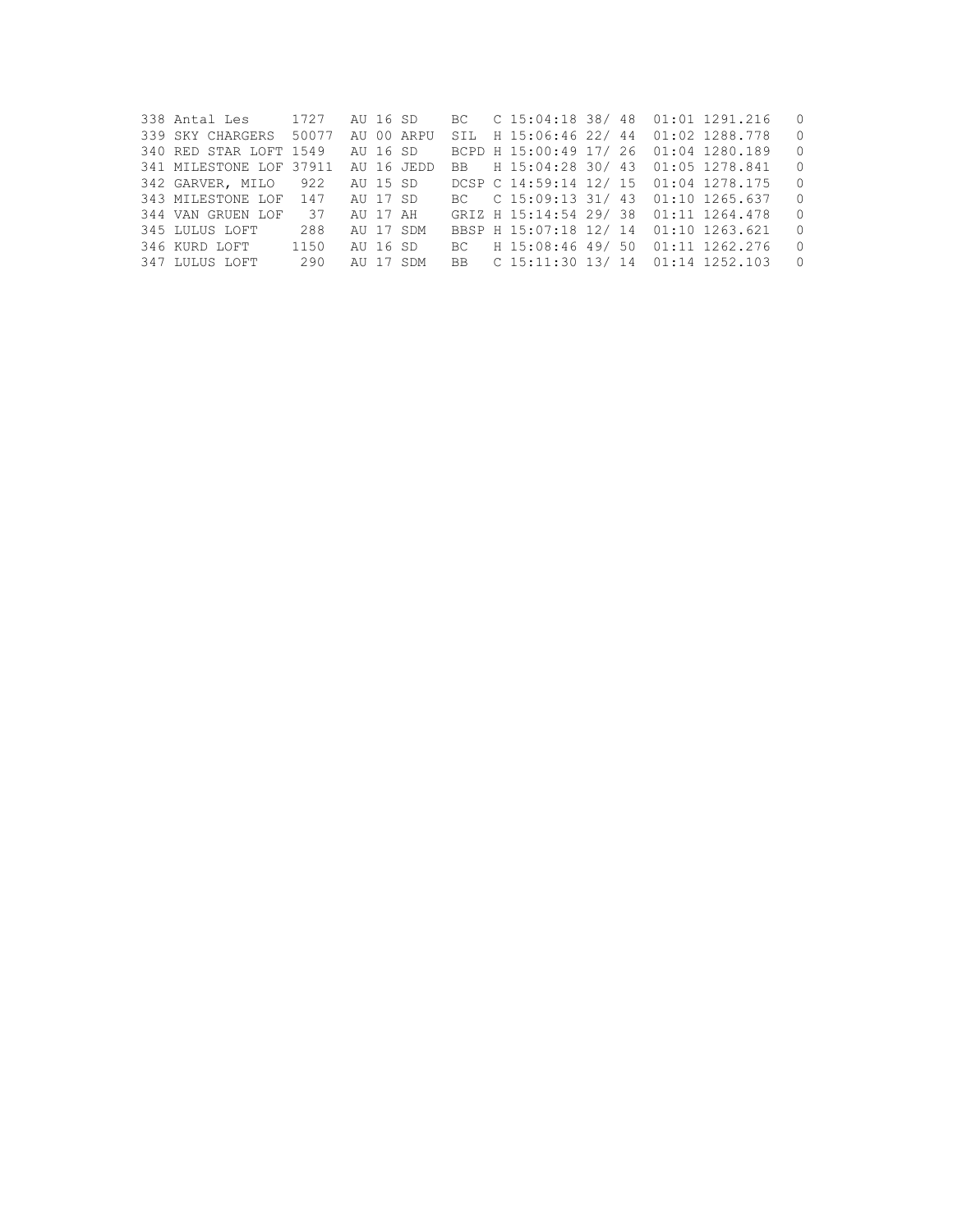| | | | | | | | | | | | | |
|---|---|---|---|---|---|---|---|---|---|---|---|---|
| 338 | Antal Les | 1727 | AU | 16 | SD | BC | C | 15:04:18 | 38/ 48 | 01:01 | 1291.216 | 0 |
| 339 | SKY CHARGERS | 50077 | AU | 00 | ARPU | SIL | H | 15:06:46 | 22/ 44 | 01:02 | 1288.778 | 0 |
| 340 | RED STAR LOFT | 1549 | AU | 16 | SD | BCPD | H | 15:00:49 | 17/ 26 | 01:04 | 1280.189 | 0 |
| 341 | MILESTONE LOF | 37911 | AU | 16 | JEDD | BB | H | 15:04:28 | 30/ 43 | 01:05 | 1278.841 | 0 |
| 342 | GARVER, MILO | 922 | AU | 15 | SD | DCSP | C | 14:59:14 | 12/ 15 | 01:04 | 1278.175 | 0 |
| 343 | MILESTONE LOF | 147 | AU | 17 | SD | BC | C | 15:09:13 | 31/ 43 | 01:10 | 1265.637 | 0 |
| 344 | VAN GRUEN LOF | 37 | AU | 17 | AH | GRIZ | H | 15:14:54 | 29/ 38 | 01:11 | 1264.478 | 0 |
| 345 | LULUS LOFT | 288 | AU | 17 | SDM | BBSP | H | 15:07:18 | 12/ 14 | 01:10 | 1263.621 | 0 |
| 346 | KURD LOFT | 1150 | AU | 16 | SD | BC | H | 15:08:46 | 49/ 50 | 01:11 | 1262.276 | 0 |
| 347 | LULUS LOFT | 290 | AU | 17 | SDM | BB | C | 15:11:30 | 13/ 14 | 01:14 | 1252.103 | 0 |